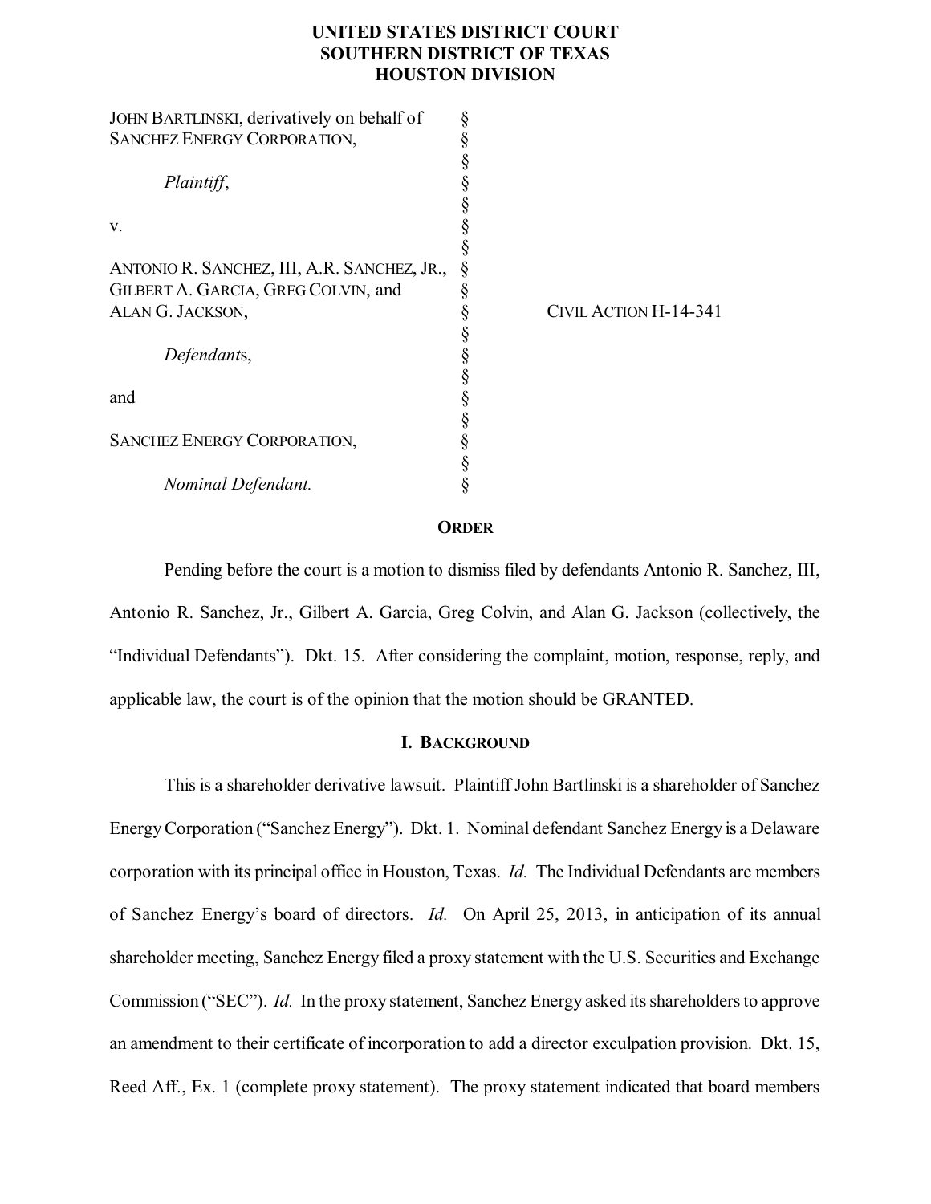**UNITED STATES DISTRICT COURT**
**SOUTHERN DISTRICT OF TEXAS**
**HOUSTON DIVISION**

JOHN BARTLINSKI, derivatively on behalf of SANCHEZ ENERGY CORPORATION,

*Plaintiff*,

v.

ANTONIO R. SANCHEZ, III, A.R. SANCHEZ, JR., GILBERT A. GARCIA, GREG COLVIN, and ALAN G. JACKSON,

*Defendant*s,

and

SANCHEZ ENERGY CORPORATION,

*Nominal Defendant.*

CIVIL ACTION H-14-341

## ORDER

Pending before the court is a motion to dismiss filed by defendants Antonio R. Sanchez, III, Antonio R. Sanchez, Jr., Gilbert A. Garcia, Greg Colvin, and Alan G. Jackson (collectively, the "Individual Defendants"). Dkt. 15. After considering the complaint, motion, response, reply, and applicable law, the court is of the opinion that the motion should be GRANTED.

## I. BACKGROUND

This is a shareholder derivative lawsuit. Plaintiff John Bartlinski is a shareholder of Sanchez Energy Corporation ("Sanchez Energy"). Dkt. 1. Nominal defendant Sanchez Energy is a Delaware corporation with its principal office in Houston, Texas. *Id.* The Individual Defendants are members of Sanchez Energy's board of directors. *Id.* On April 25, 2013, in anticipation of its annual shareholder meeting, Sanchez Energy filed a proxy statement with the U.S. Securities and Exchange Commission ("SEC"). *Id.* In the proxy statement, Sanchez Energy asked its shareholders to approve an amendment to their certificate of incorporation to add a director exculpation provision. Dkt. 15, Reed Aff., Ex. 1 (complete proxy statement). The proxy statement indicated that board members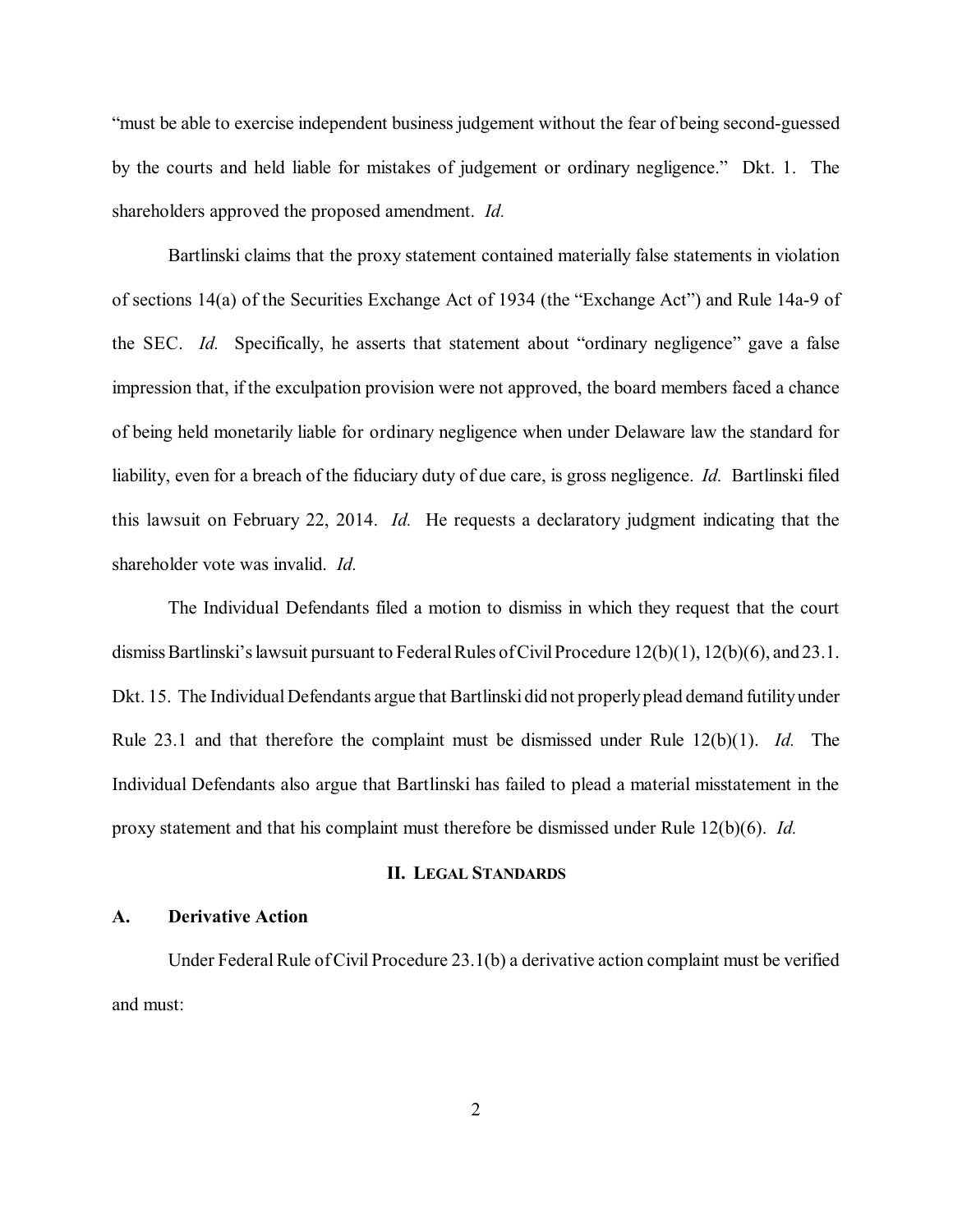"must be able to exercise independent business judgement without the fear of being second-guessed by the courts and held liable for mistakes of judgement or ordinary negligence." Dkt. 1. The shareholders approved the proposed amendment. *Id.*

Bartlinski claims that the proxy statement contained materially false statements in violation of sections 14(a) of the Securities Exchange Act of 1934 (the "Exchange Act") and Rule 14a-9 of the SEC. *Id.* Specifically, he asserts that statement about "ordinary negligence" gave a false impression that, if the exculpation provision were not approved, the board members faced a chance of being held monetarily liable for ordinary negligence when under Delaware law the standard for liability, even for a breach of the fiduciary duty of due care, is gross negligence. *Id.* Bartlinski filed this lawsuit on February 22, 2014. *Id.* He requests a declaratory judgment indicating that the shareholder vote was invalid. *Id.*

The Individual Defendants filed a motion to dismiss in which they request that the court dismiss Bartlinski's lawsuit pursuant to Federal Rules of Civil Procedure 12(b)(1), 12(b)(6), and 23.1. Dkt. 15. The Individual Defendants argue that Bartlinski did not properly plead demand futility under Rule 23.1 and that therefore the complaint must be dismissed under Rule 12(b)(1). *Id.* The Individual Defendants also argue that Bartlinski has failed to plead a material misstatement in the proxy statement and that his complaint must therefore be dismissed under Rule 12(b)(6). *Id.*

## II. Legal Standards

### A. Derivative Action

Under Federal Rule of Civil Procedure 23.1(b) a derivative action complaint must be verified and must: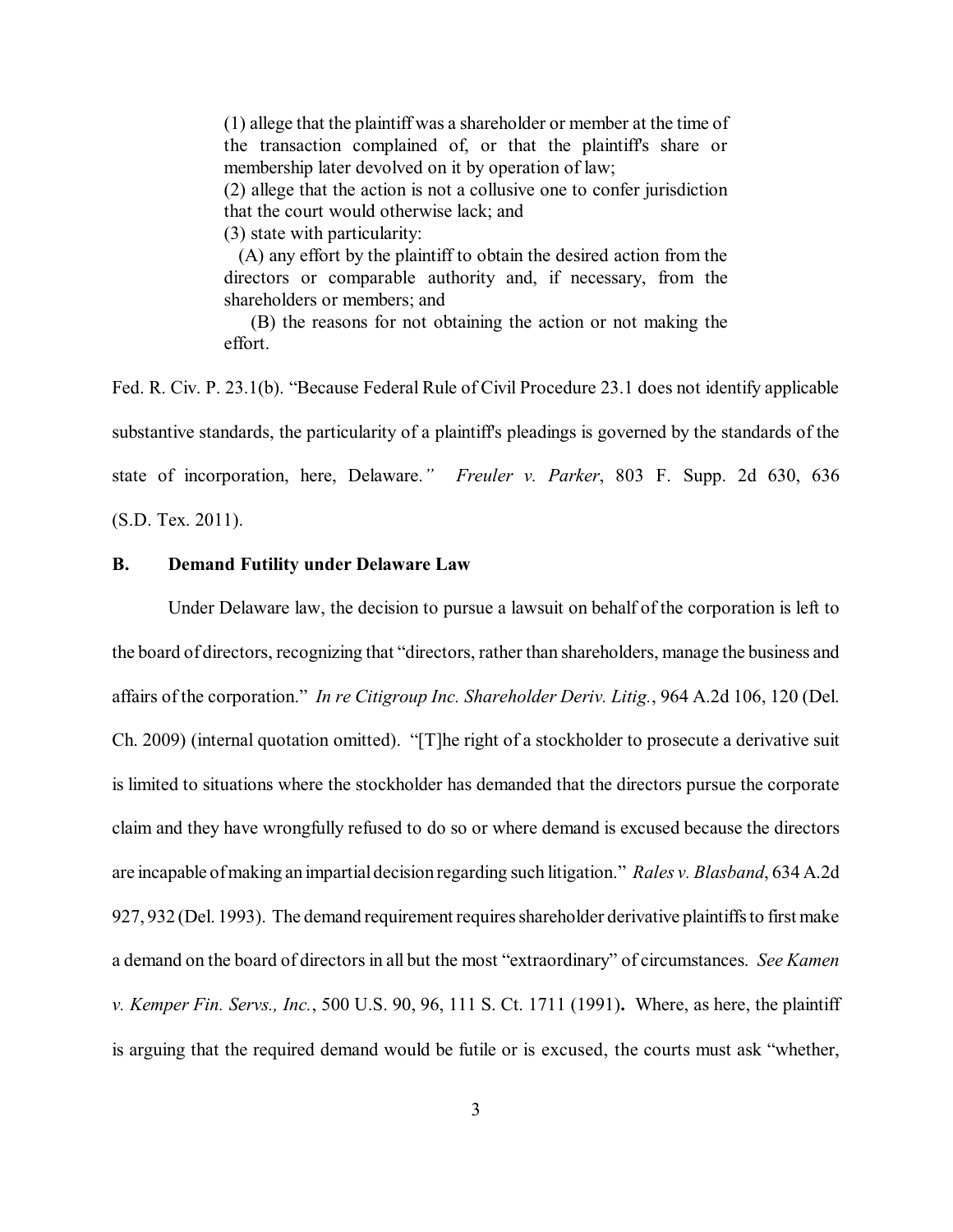> (1) allege that the plaintiff was a shareholder or member at the time of the transaction complained of, or that the plaintiff's share or membership later devolved on it by operation of law;
> (2) allege that the action is not a collusive one to confer jurisdiction that the court would otherwise lack; and
> (3) state with particularity:
> (A) any effort by the plaintiff to obtain the desired action from the directors or comparable authority and, if necessary, from the shareholders or members; and
> (B) the reasons for not obtaining the action or not making the effort.

Fed. R. Civ. P. 23.1(b). "Because Federal Rule of Civil Procedure 23.1 does not identify applicable substantive standards, the particularity of a plaintiff's pleadings is governed by the standards of the state of incorporation, here, Delaware." *Freuler v. Parker*, 803 F. Supp. 2d 630, 636 (S.D. Tex. 2011).

## B. Demand Futility under Delaware Law

Under Delaware law, the decision to pursue a lawsuit on behalf of the corporation is left to the board of directors, recognizing that "directors, rather than shareholders, manage the business and affairs of the corporation." *In re Citigroup Inc. Shareholder Deriv. Litig.*, 964 A.2d 106, 120 (Del. Ch. 2009) (internal quotation omitted). "[T]he right of a stockholder to prosecute a derivative suit is limited to situations where the stockholder has demanded that the directors pursue the corporate claim and they have wrongfully refused to do so or where demand is excused because the directors are incapable of making an impartial decision regarding such litigation." *Rales v. Blasband*, 634 A.2d 927, 932 (Del. 1993). The demand requirement requires shareholder derivative plaintiffs to first make a demand on the board of directors in all but the most "extraordinary" of circumstances. *See Kamen v. Kemper Fin. Servs., Inc.*, 500 U.S. 90, 96, 111 S. Ct. 1711 (1991)**.** Where, as here, the plaintiff is arguing that the required demand would be futile or is excused, the courts must ask "whether,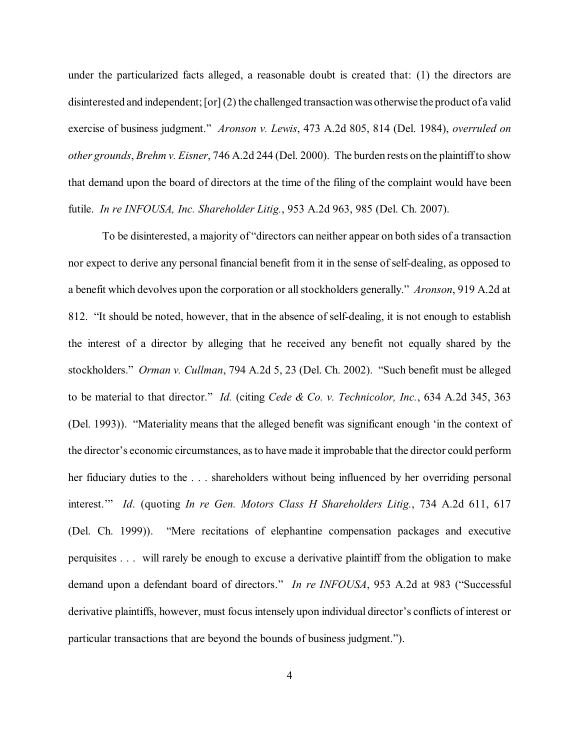under the particularized facts alleged, a reasonable doubt is created that: (1) the directors are disinterested and independent; [or] (2) the challenged transaction was otherwise the product of a valid exercise of business judgment." *Aronson v. Lewis*, 473 A.2d 805, 814 (Del. 1984), *overruled on other grounds*, *Brehm v. Eisner*, 746 A.2d 244 (Del. 2000). The burden rests on the plaintiff to show that demand upon the board of directors at the time of the filing of the complaint would have been futile. *In re INFOUSA, Inc. Shareholder Litig.*, 953 A.2d 963, 985 (Del. Ch. 2007).

To be disinterested, a majority of "directors can neither appear on both sides of a transaction nor expect to derive any personal financial benefit from it in the sense of self-dealing, as opposed to a benefit which devolves upon the corporation or all stockholders generally." *Aronson*, 919 A.2d at 812. "It should be noted, however, that in the absence of self-dealing, it is not enough to establish the interest of a director by alleging that he received any benefit not equally shared by the stockholders." *Orman v. Cullman*, 794 A.2d 5, 23 (Del. Ch. 2002). "Such benefit must be alleged to be material to that director." *Id.* (citing *Cede & Co. v. Technicolor, Inc.*, 634 A.2d 345, 363 (Del. 1993)). "Materiality means that the alleged benefit was significant enough 'in the context of the director's economic circumstances, as to have made it improbable that the director could perform her fiduciary duties to the . . . shareholders without being influenced by her overriding personal interest.'" *Id*. (quoting *In re Gen. Motors Class H Shareholders Litig.*, 734 A.2d 611, 617 (Del. Ch. 1999)). "Mere recitations of elephantine compensation packages and executive perquisites . . . will rarely be enough to excuse a derivative plaintiff from the obligation to make demand upon a defendant board of directors." *In re INFOUSA*, 953 A.2d at 983 ("Successful derivative plaintiffs, however, must focus intensely upon individual director's conflicts of interest or particular transactions that are beyond the bounds of business judgment.").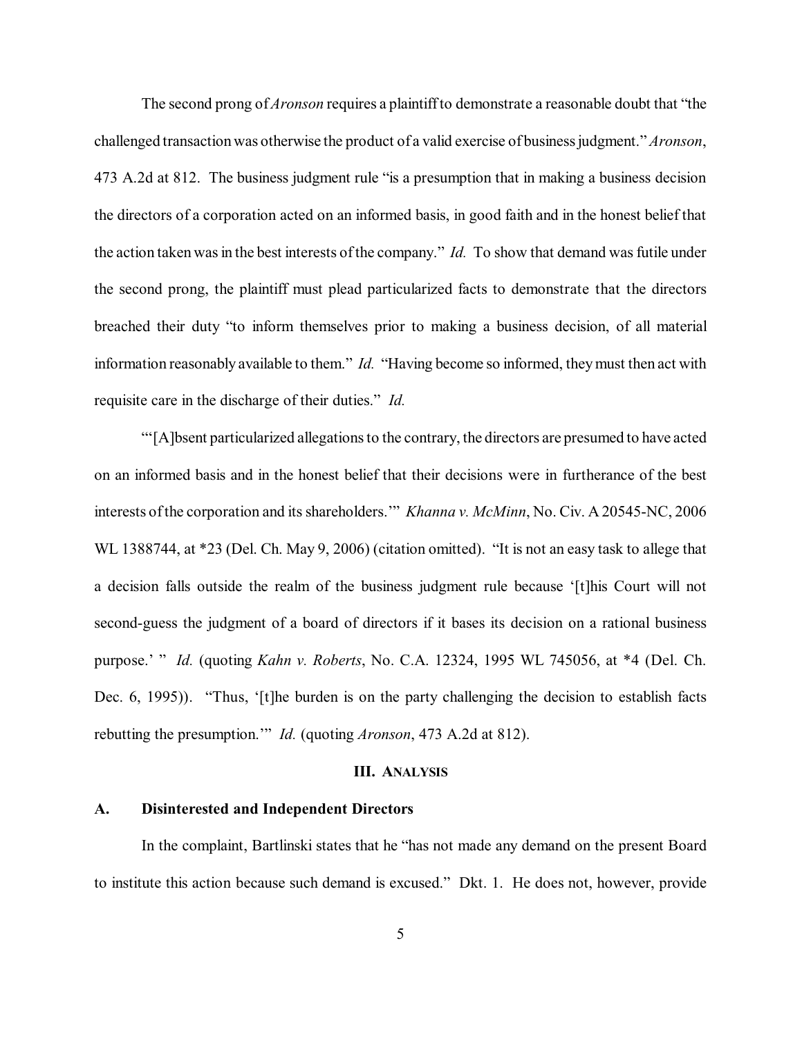The second prong of *Aronson* requires a plaintiff to demonstrate a reasonable doubt that "the challenged transaction was otherwise the product of a valid exercise of business judgment." *Aronson*, 473 A.2d at 812. The business judgment rule "is a presumption that in making a business decision the directors of a corporation acted on an informed basis, in good faith and in the honest belief that the action taken was in the best interests of the company." *Id.* To show that demand was futile under the second prong, the plaintiff must plead particularized facts to demonstrate that the directors breached their duty "to inform themselves prior to making a business decision, of all material information reasonably available to them." *Id.* "Having become so informed, they must then act with requisite care in the discharge of their duties." *Id.*

"'[A]bsent particularized allegations to the contrary, the directors are presumed to have acted on an informed basis and in the honest belief that their decisions were in furtherance of the best interests of the corporation and its shareholders.'" *Khanna v. McMinn*, No. Civ. A 20545-NC, 2006 WL 1388744, at *23 (Del. Ch. May 9, 2006) (citation omitted). "It is not an easy task to allege that a decision falls outside the realm of the business judgment rule because '[t]his Court will not second-guess the judgment of a board of directors if it bases its decision on a rational business purpose.' " *Id.* (quoting *Kahn v. Roberts*, No. C.A. 12324, 1995 WL 745056, at *4 (Del. Ch. Dec. 6, 1995)). "Thus, '[t]he burden is on the party challenging the decision to establish facts rebutting the presumption.'" *Id.* (quoting *Aronson*, 473 A.2d at 812).

## III. ANALYSIS

### A. Disinterested and Independent Directors

In the complaint, Bartlinski states that he "has not made any demand on the present Board to institute this action because such demand is excused." Dkt. 1. He does not, however, provide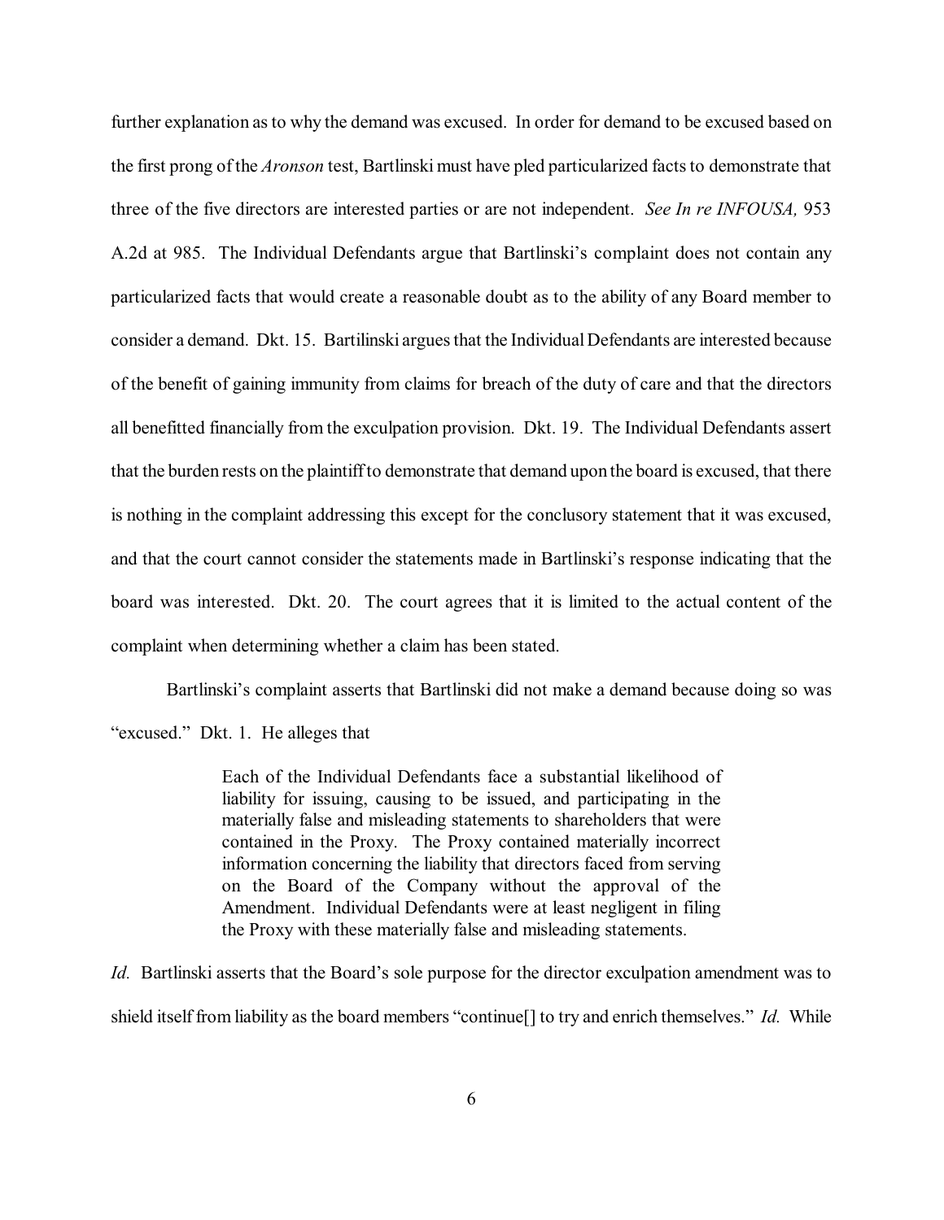further explanation as to why the demand was excused. In order for demand to be excused based on the first prong of the *Aronson* test, Bartlinski must have pled particularized facts to demonstrate that three of the five directors are interested parties or are not independent. *See In re INFOUSA,* 953 A.2d at 985. The Individual Defendants argue that Bartlinski's complaint does not contain any particularized facts that would create a reasonable doubt as to the ability of any Board member to consider a demand. Dkt. 15. Bartilinski argues that the Individual Defendants are interested because of the benefit of gaining immunity from claims for breach of the duty of care and that the directors all benefitted financially from the exculpation provision. Dkt. 19. The Individual Defendants assert that the burden rests on the plaintiff to demonstrate that demand upon the board is excused, that there is nothing in the complaint addressing this except for the conclusory statement that it was excused, and that the court cannot consider the statements made in Bartlinski's response indicating that the board was interested. Dkt. 20. The court agrees that it is limited to the actual content of the complaint when determining whether a claim has been stated.

Bartlinski's complaint asserts that Bartlinski did not make a demand because doing so was "excused." Dkt. 1. He alleges that

> Each of the Individual Defendants face a substantial likelihood of liability for issuing, causing to be issued, and participating in the materially false and misleading statements to shareholders that were contained in the Proxy. The Proxy contained materially incorrect information concerning the liability that directors faced from serving on the Board of the Company without the approval of the Amendment. Individual Defendants were at least negligent in filing the Proxy with these materially false and misleading statements.

*Id.* Bartlinski asserts that the Board's sole purpose for the director exculpation amendment was to shield itself from liability as the board members "continue[] to try and enrich themselves." *Id.* While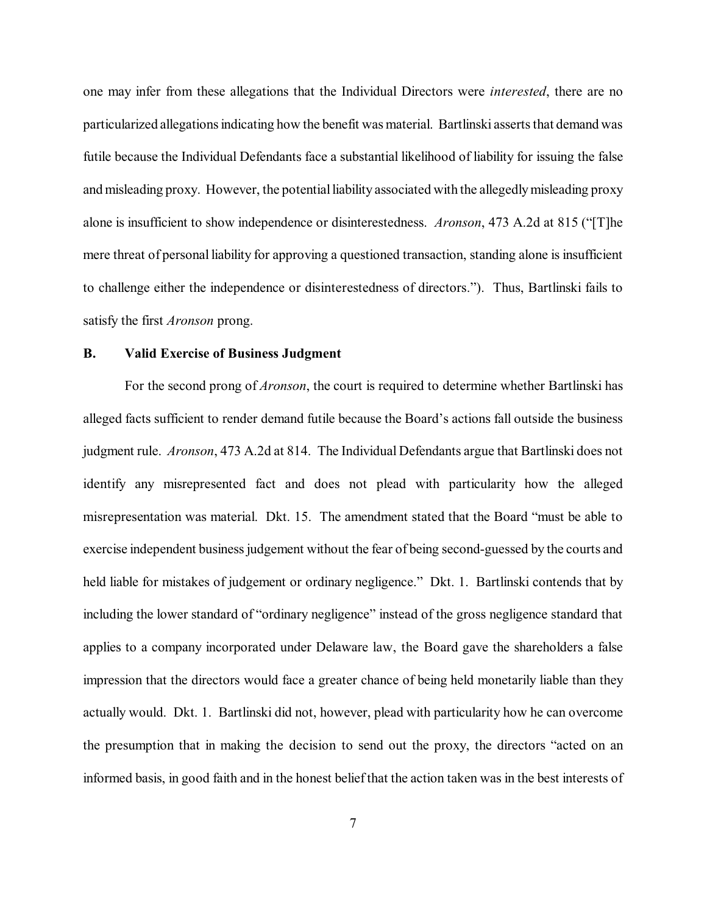one may infer from these allegations that the Individual Directors were *interested*, there are no particularized allegations indicating how the benefit was material. Bartlinski asserts that demand was futile because the Individual Defendants face a substantial likelihood of liability for issuing the false and misleading proxy. However, the potential liability associated with the allegedly misleading proxy alone is insufficient to show independence or disinterestedness. *Aronson*, 473 A.2d at 815 ("[T]he mere threat of personal liability for approving a questioned transaction, standing alone is insufficient to challenge either the independence or disinterestedness of directors."). Thus, Bartlinski fails to satisfy the first *Aronson* prong.

### B. Valid Exercise of Business Judgment

For the second prong of *Aronson*, the court is required to determine whether Bartlinski has alleged facts sufficient to render demand futile because the Board's actions fall outside the business judgment rule. *Aronson*, 473 A.2d at 814. The Individual Defendants argue that Bartlinski does not identify any misrepresented fact and does not plead with particularity how the alleged misrepresentation was material. Dkt. 15. The amendment stated that the Board "must be able to exercise independent business judgement without the fear of being second-guessed by the courts and held liable for mistakes of judgement or ordinary negligence." Dkt. 1. Bartlinski contends that by including the lower standard of "ordinary negligence" instead of the gross negligence standard that applies to a company incorporated under Delaware law, the Board gave the shareholders a false impression that the directors would face a greater chance of being held monetarily liable than they actually would. Dkt. 1. Bartlinski did not, however, plead with particularity how he can overcome the presumption that in making the decision to send out the proxy, the directors "acted on an informed basis, in good faith and in the honest belief that the action taken was in the best interests of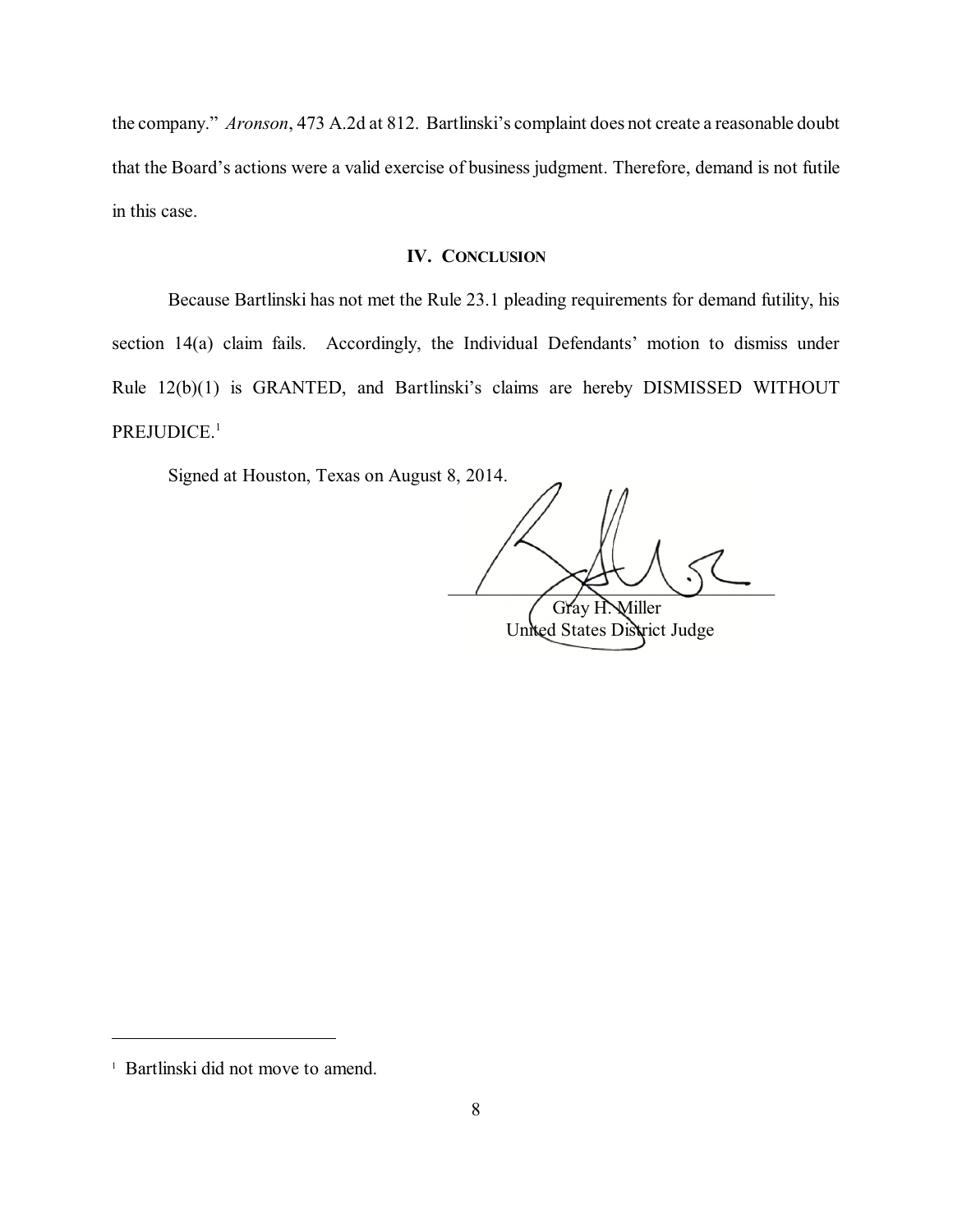the company." *Aronson*, 473 A.2d at 812. Bartlinski's complaint does not create a reasonable doubt that the Board's actions were a valid exercise of business judgment. Therefore, demand is not futile in this case.

## IV. CONCLUSION

Because Bartlinski has not met the Rule 23.1 pleading requirements for demand futility, his section 14(a) claim fails. Accordingly, the Individual Defendants' motion to dismiss under Rule 12(b)(1) is GRANTED, and Bartlinski's claims are hereby DISMISSED WITHOUT PREJUDICE.[1]

Signed at Houston, Texas on August 8, 2014.

Gray H. Miller
United States District Judge

---

[1] Bartlinski did not move to amend.